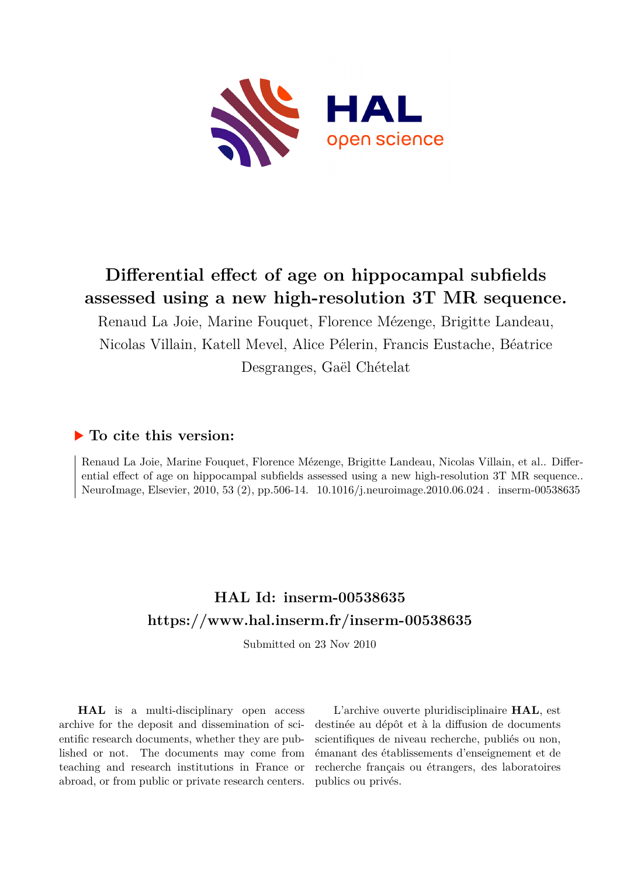# Differential effect of age on hippocampal subfields assessed using a new high-resolution 3T MR sequence.

Renaud La Joie, Marine Fouquet, Florence Mézenge, Brigitte Landeau, Nicolas Villain, Katell Mevel, Alice Pélerin, Francis Eustache, Béatrice Desgranges, Gaël Chételat

## ▶ To cite this version:

Renaud La Joie, Marine Fouquet, Florence Mézenge, Brigitte Landeau, Nicolas Villain, et al.. Differential effect of age on hippocampal subfields assessed using a new high-resolution 3T MR sequence.. NeuroImage, Elsevier, 2010, 53 (2), pp.506-14. 10.1016/j.neuroimage.2010.06.024 . inserm-00538635

## HAL Id: inserm-00538635
## https://www.hal.inserm.fr/inserm-00538635

Submitted on 23 Nov 2010

**HAL** is a multi-disciplinary open access archive for the deposit and dissemination of scientific research documents, whether they are published or not. The documents may come from teaching and research institutions in France or abroad, or from public or private research centers.

L'archive ouverte pluridisciplinaire **HAL**, est destinée au dépôt et à la diffusion de documents scientifiques de niveau recherche, publiés ou non, émanant des établissements d'enseignement et de recherche français ou étrangers, des laboratoires publics ou privés.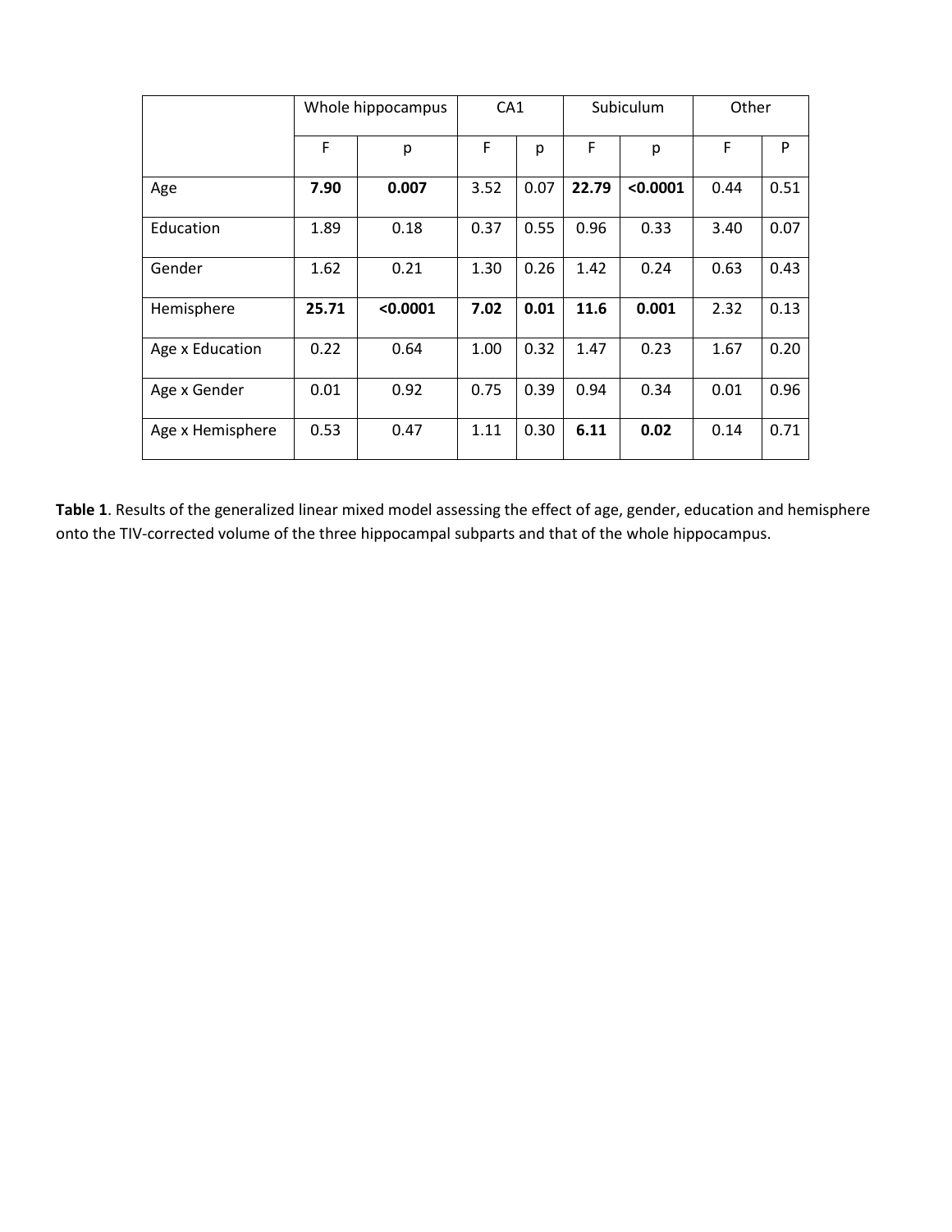| | Whole hippocampus | | CA1 | | Subiculum | | Other | |
|---|---|---|---|---|---|---|---|---|
| | F | p | F | p | F | p | F | P |
| Age | **7.90** | **0.007** | 3.52 | 0.07 | **22.79** | **<0.0001** | 0.44 | 0.51 |
| Education | 1.89 | 0.18 | 0.37 | 0.55 | 0.96 | 0.33 | 3.40 | 0.07 |
| Gender | 1.62 | 0.21 | 1.30 | 0.26 | 1.42 | 0.24 | 0.63 | 0.43 |
| Hemisphere | **25.71** | **<0.0001** | **7.02** | **0.01** | **11.6** | **0.001** | 2.32 | 0.13 |
| Age x Education | 0.22 | 0.64 | 1.00 | 0.32 | 1.47 | 0.23 | 1.67 | 0.20 |
| Age x Gender | 0.01 | 0.92 | 0.75 | 0.39 | 0.94 | 0.34 | 0.01 | 0.96 |
| Age x Hemisphere | 0.53 | 0.47 | 1.11 | 0.30 | **6.11** | **0.02** | 0.14 | 0.71 |

**Table 1**. Results of the generalized linear mixed model assessing the effect of age, gender, education and hemisphere onto the TIV-corrected volume of the three hippocampal subparts and that of the whole hippocampus.